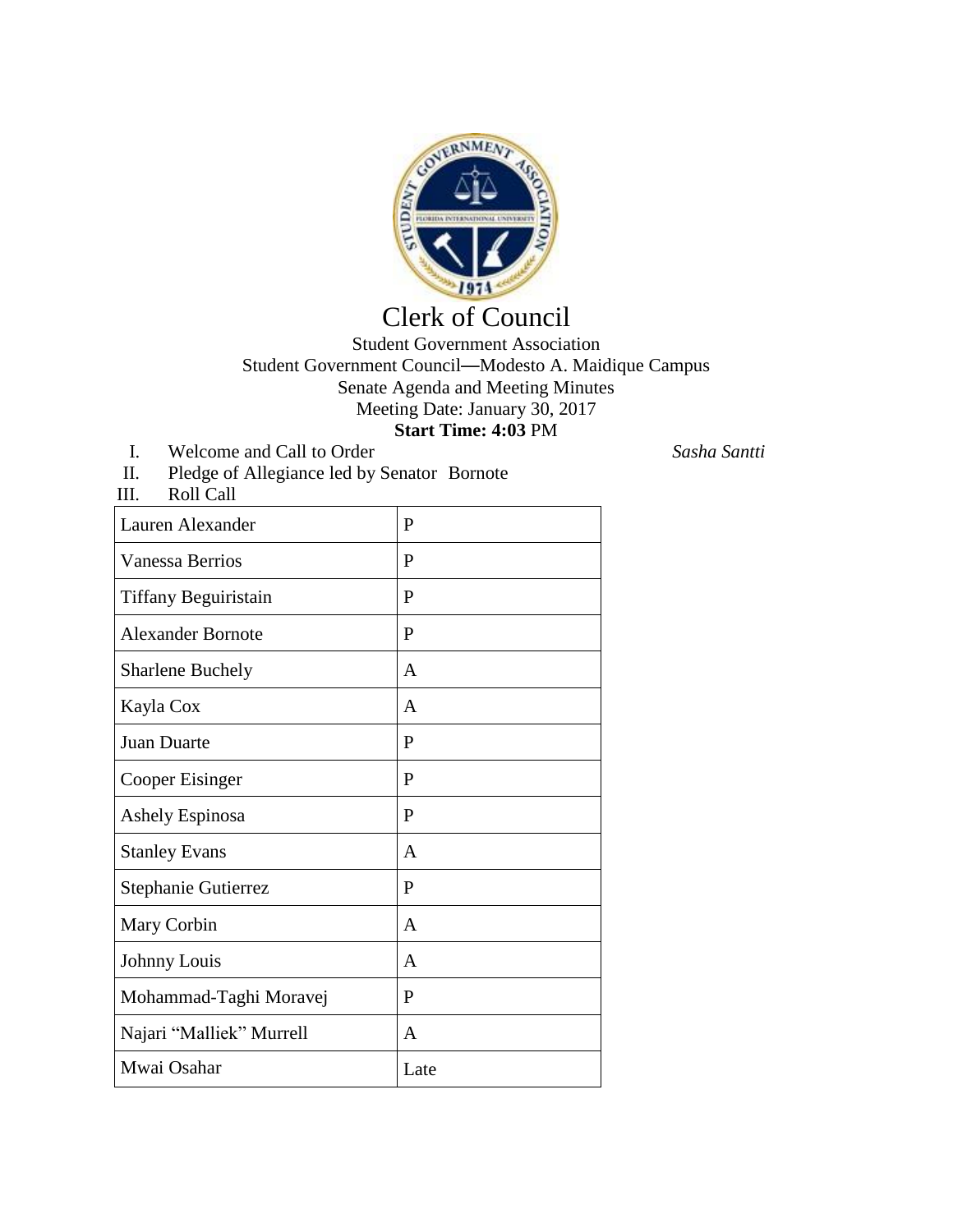# Clerk of Council

Student Government Association
Student Government Council—Modesto A. Maidique Campus
Senate Agenda and Meeting Minutes
Meeting Date: January 30, 2017
**Start Time: 4:03** PM

I. Welcome and Call to Order *Sasha Santti*

II. Pledge of Allegiance led by Senator Bornote

III. Roll Call

| Lauren Alexander | P |
|---|---|
| Vanessa Berrios | P |
| Tiffany Beguiristain | P |
| Alexander Bornote | P |
| Sharlene Buchely | A |
| Kayla Cox | A |
| Juan Duarte | P |
| Cooper Eisinger | P |
| Ashely Espinosa | P |
| Stanley Evans | A |
| Stephanie Gutierrez | P |
| Mary Corbin | A |
| Johnny Louis | A |
| Mohammad-Taghi Moravej | P |
| Najari “Malliek” Murrell | A |
| Mwai Osahar | Late |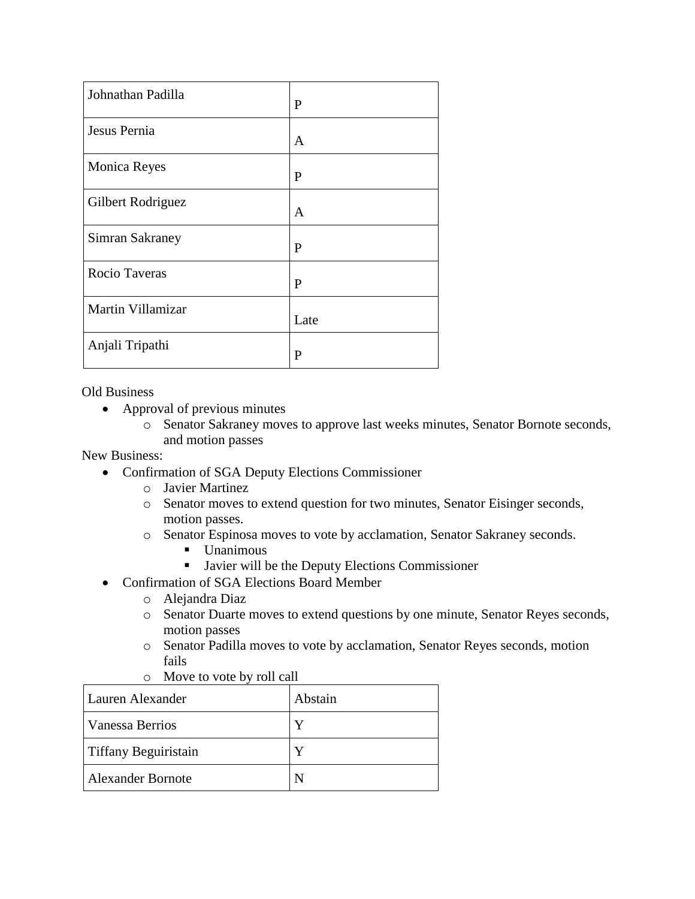| | |
|---|---|
| Johnathan Padilla | P |
| Jesus Pernia | A |
| Monica Reyes | P |
| Gilbert Rodriguez | A |
| Simran Sakraney | P |
| Rocio Taveras | P |
| Martin Villamizar | Late |
| Anjali Tripathi | P |

Old Business

- Approval of previous minutes
  - Senator Sakraney moves to approve last weeks minutes, Senator Bornote seconds, and motion passes

New Business:

- Confirmation of SGA Deputy Elections Commissioner
  - Javier Martinez
  - Senator moves to extend question for two minutes, Senator Eisinger seconds, motion passes.
  - Senator Espinosa moves to vote by acclamation, Senator Sakraney seconds.
    - Unanimous
    - Javier will be the Deputy Elections Commissioner
- Confirmation of SGA Elections Board Member
  - Alejandra Diaz
  - Senator Duarte moves to extend questions by one minute, Senator Reyes seconds, motion passes
  - Senator Padilla moves to vote by acclamation, Senator Reyes seconds, motion fails
  - Move to vote by roll call

| | |
|---|---|
| Lauren Alexander | Abstain |
| Vanessa Berrios | Y |
| Tiffany Beguiristain | Y |
| Alexander Bornote | N |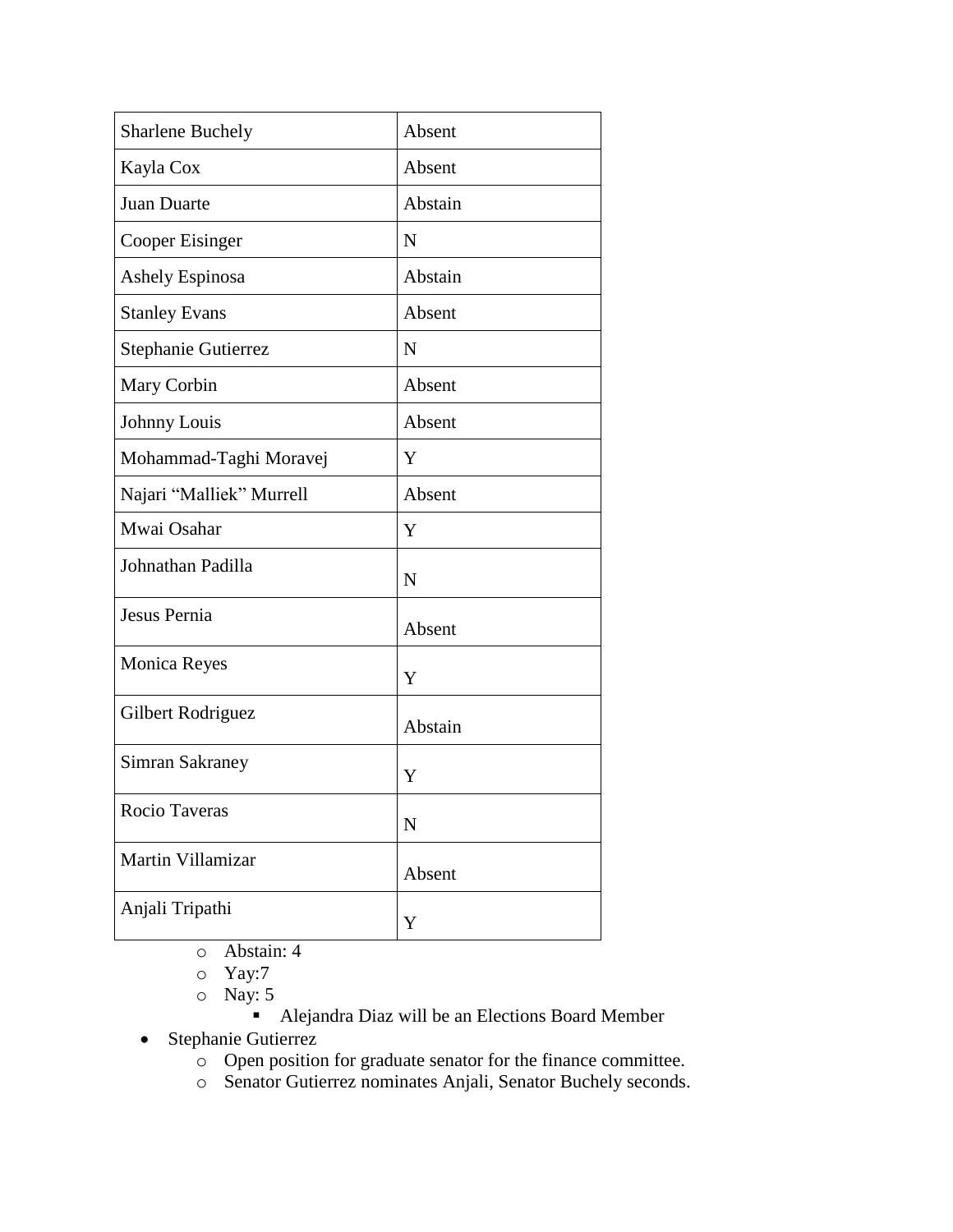| Sharlene Buchely | Absent |
| --- | --- |
| Kayla Cox | Absent |
| Juan Duarte | Abstain |
| Cooper Eisinger | N |
| Ashely Espinosa | Abstain |
| Stanley Evans | Absent |
| Stephanie Gutierrez | N |
| Mary Corbin | Absent |
| Johnny Louis | Absent |
| Mohammad-Taghi Moravej | Y |
| Najari "Malliek" Murrell | Absent |
| Mwai Osahar | Y |
| Johnathan Padilla | N |
| Jesus Pernia | Absent |
| Monica Reyes | Y |
| Gilbert Rodriguez | Abstain |
| Simran Sakraney | Y |
| Rocio Taveras | N |
| Martin Villamizar | Absent |
| Anjali Tripathi | Y |

- Abstain: 4
- Yay:7
- Nay: 5
    - Alejandra Diaz will be an Elections Board Member

- Stephanie Gutierrez
    - Open position for graduate senator for the finance committee.
    - Senator Gutierrez nominates Anjali, Senator Buchely seconds.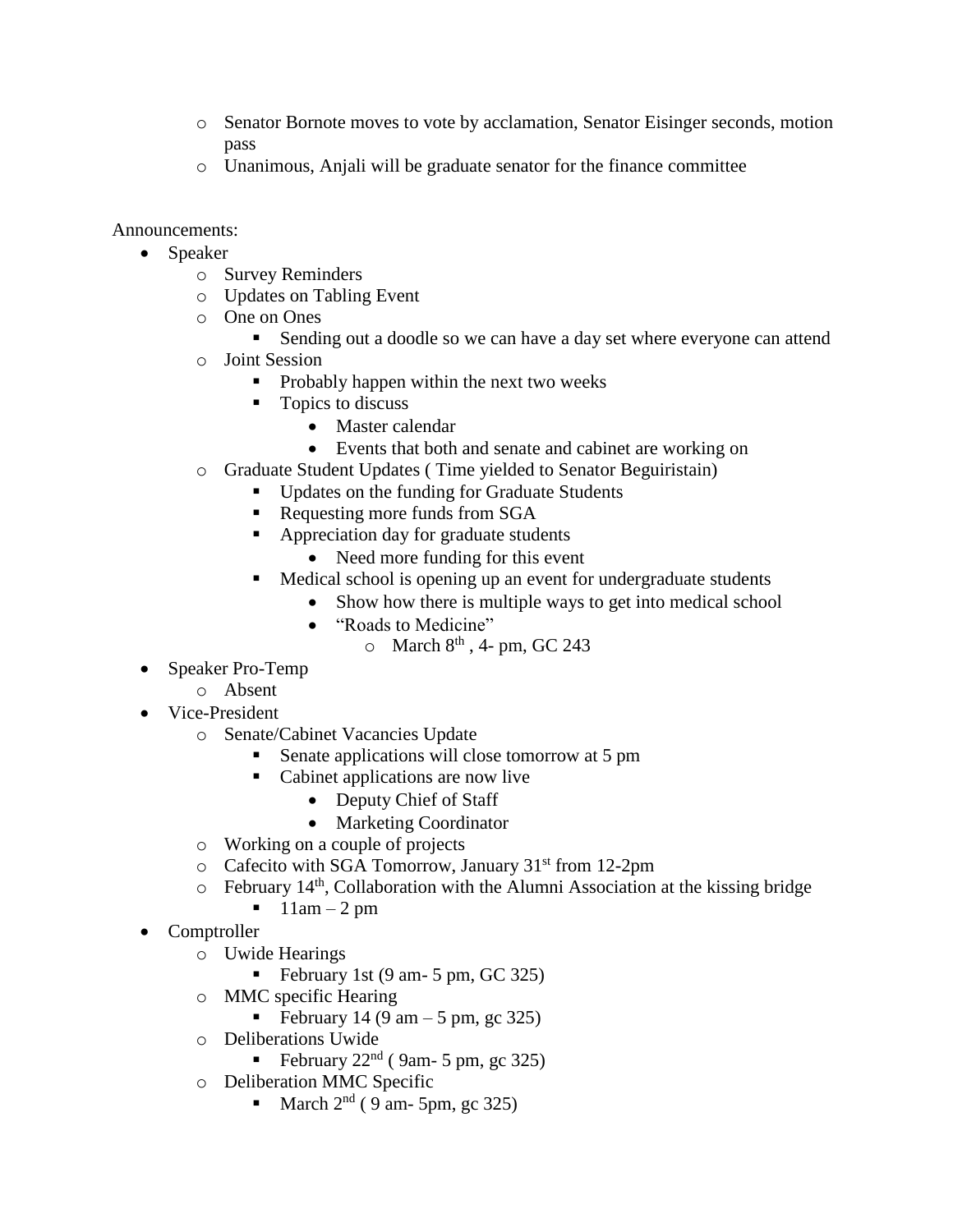- Senator Bornote moves to vote by acclamation, Senator Eisinger seconds, motion pass
- Unanimous, Anjali will be graduate senator for the finance committee

Announcements:

- Speaker
  - Survey Reminders
  - Updates on Tabling Event
  - One on Ones
    - Sending out a doodle so we can have a day set where everyone can attend
  - Joint Session
    - Probably happen within the next two weeks
    - Topics to discuss
      - Master calendar
      - Events that both and senate and cabinet are working on
  - Graduate Student Updates ( Time yielded to Senator Beguiristain)
    - Updates on the funding for Graduate Students
    - Requesting more funds from SGA
    - Appreciation day for graduate students
      - Need more funding for this event
    - Medical school is opening up an event for undergraduate students
      - Show how there is multiple ways to get into medical school
      - "Roads to Medicine"
        - March 8th , 4- pm, GC 243
- Speaker Pro-Temp
  - Absent
- Vice-President
  - Senate/Cabinet Vacancies Update
    - Senate applications will close tomorrow at 5 pm
    - Cabinet applications are now live
      - Deputy Chief of Staff
      - Marketing Coordinator
  - Working on a couple of projects
  - Cafecito with SGA Tomorrow, January 31st from 12-2pm
  - February 14th, Collaboration with the Alumni Association at the kissing bridge
    - 11am – 2 pm
- Comptroller
  - Uwide Hearings
    - February 1st (9 am- 5 pm, GC 325)
  - MMC specific Hearing
    - February 14 (9 am – 5 pm, gc 325)
  - Deliberations Uwide
    - February 22nd ( 9am- 5 pm, gc 325)
  - Deliberation MMC Specific
    - March 2nd ( 9 am- 5pm, gc 325)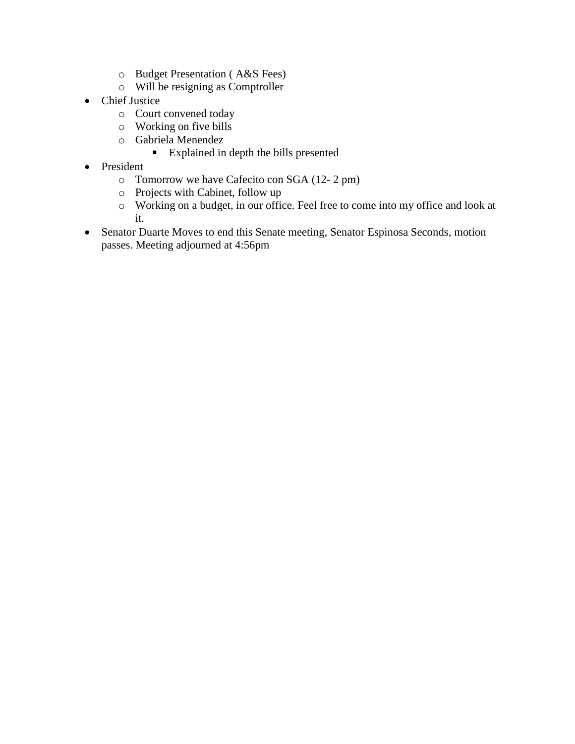- Budget Presentation ( A&S Fees)
  - Will be resigning as Comptroller
- Chief Justice
  - Court convened today
  - Working on five bills
  - Gabriela Menendez
    - Explained in depth the bills presented
- President
  - Tomorrow we have Cafecito con SGA (12- 2 pm)
  - Projects with Cabinet, follow up
  - Working on a budget, in our office. Feel free to come into my office and look at it.
- Senator Duarte Moves to end this Senate meeting, Senator Espinosa Seconds, motion passes. Meeting adjourned at 4:56pm